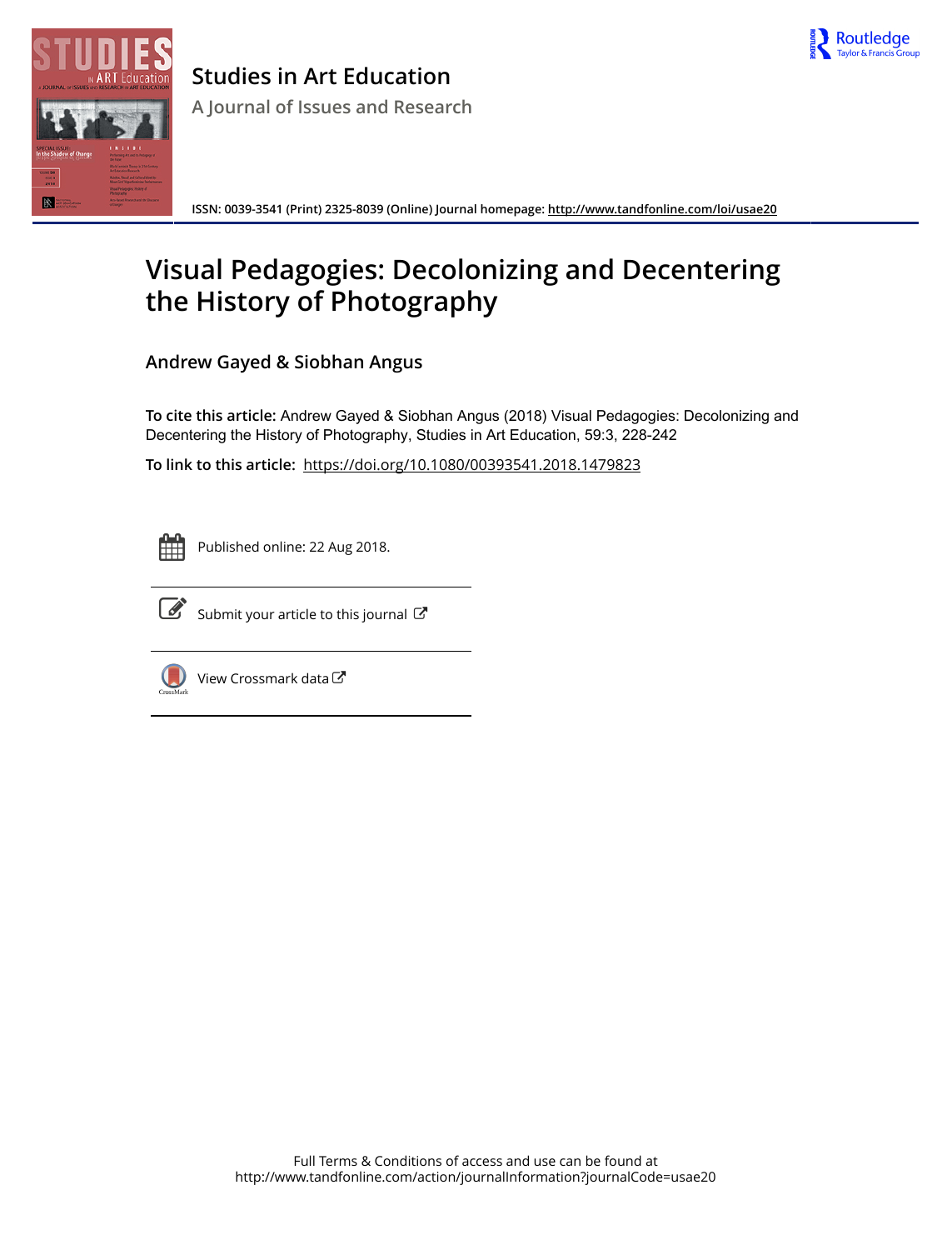# Studies in Art Education

## A Journal of Issues and Research

ISSN: 0039-3541 (Print) 2325-8039 (Online) Journal homepage: http://www.tandfonline.com/loi/usae20

# Visual Pedagogies: Decolonizing and Decentering the History of Photography

**Andrew Gayed & Siobhan Angus**

**To cite this article:** Andrew Gayed & Siobhan Angus (2018) Visual Pedagogies: Decolonizing and Decentering the History of Photography, Studies in Art Education, 59:3, 228-242

**To link to this article:** https://doi.org/10.1080/00393541.2018.1479823

Published online: 22 Aug 2018.

Submit your article to this journal

View Crossmark data

Full Terms & Conditions of access and use can be found at http://www.tandfonline.com/action/journalInformation?journalCode=usae20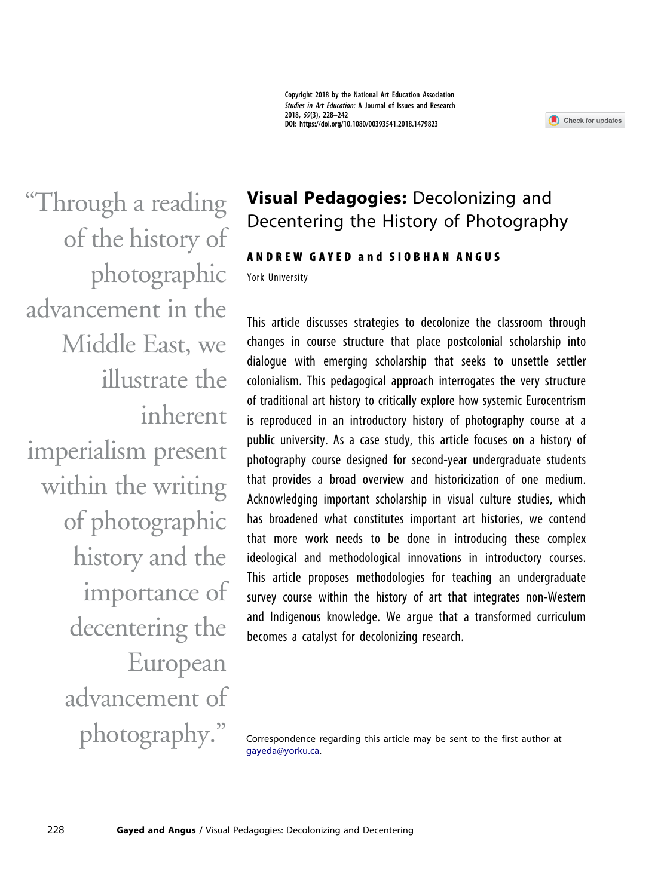Copyright 2018 by the National Art Education Association
*Studies in Art Education:* A Journal of Issues and Research
2018, *59*(3), 228–242
DOI: https://doi.org/10.1080/00393541.2018.1479823

# **Visual Pedagogies:** Decolonizing and Decentering the History of Photography

**ANDREW GAYED and SIOBHAN ANGUS**

York University

This article discusses strategies to decolonize the classroom through changes in course structure that place postcolonial scholarship into dialogue with emerging scholarship that seeks to unsettle settler colonialism. This pedagogical approach interrogates the very structure of traditional art history to critically explore how systemic Eurocentrism is reproduced in an introductory history of photography course at a public university. As a case study, this article focuses on a history of photography course designed for second-year undergraduate students that provides a broad overview and historicization of one medium. Acknowledging important scholarship in visual culture studies, which has broadened what constitutes important art histories, we contend that more work needs to be done in introducing these complex ideological and methodological innovations in introductory courses. This article proposes methodologies for teaching an undergraduate survey course within the history of art that integrates non-Western and Indigenous knowledge. We argue that a transformed curriculum becomes a catalyst for decolonizing research.

"Through a reading of the history of photographic advancement in the Middle East, we illustrate the inherent imperialism present within the writing of photographic history and the importance of decentering the European advancement of photography."

Correspondence regarding this article may be sent to the first author at gayeda@yorku.ca.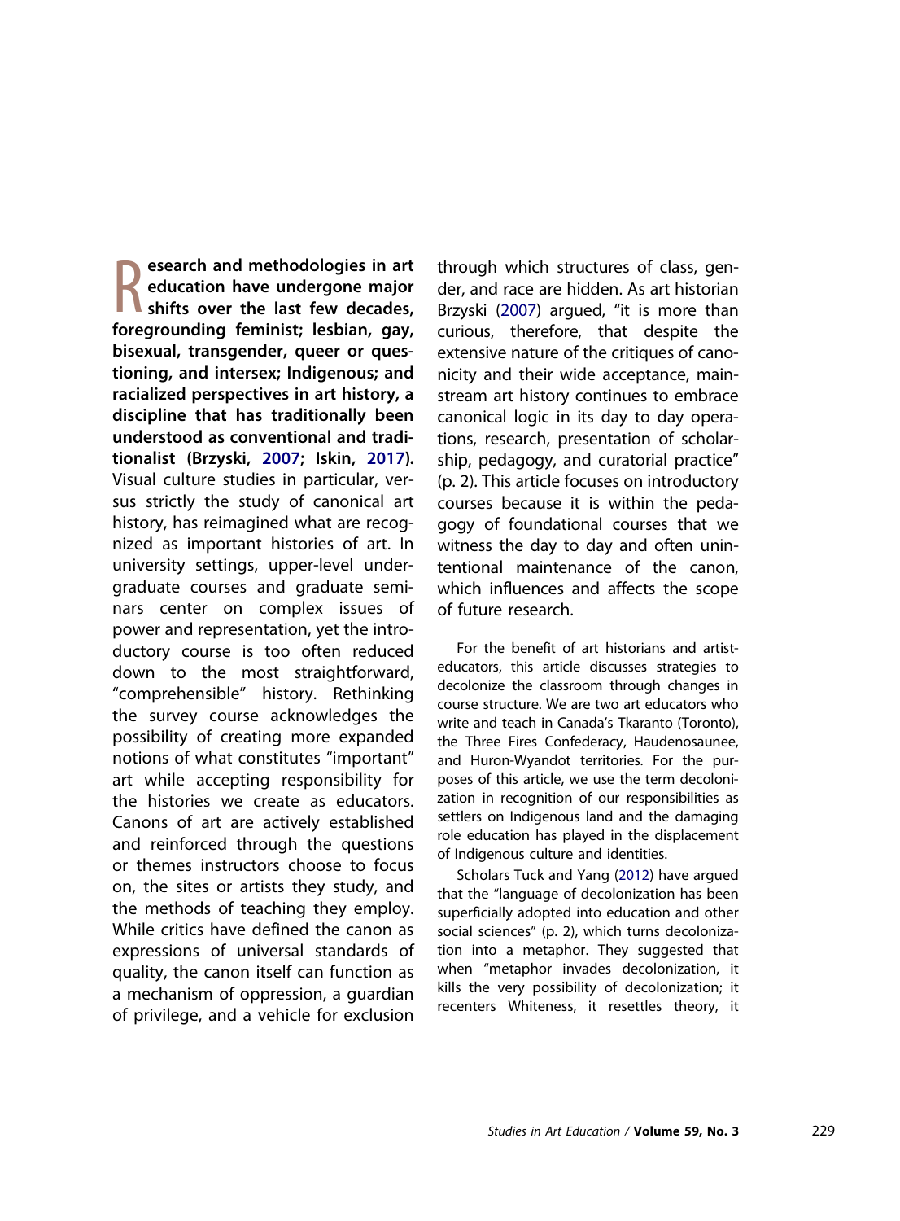**Research and methodologies in art education have undergone major shifts over the last few decades, foregrounding feminist; lesbian, gay, bisexual, transgender, queer or questioning, and intersex; Indigenous; and racialized perspectives in art history, a discipline that has traditionally been understood as conventional and traditionalist (Brzyski, 2007; Iskin, 2017).** Visual culture studies in particular, versus strictly the study of canonical art history, has reimagined what are recognized as important histories of art. In university settings, upper-level undergraduate courses and graduate seminars center on complex issues of power and representation, yet the introductory course is too often reduced down to the most straightforward, "comprehensible" history. Rethinking the survey course acknowledges the possibility of creating more expanded notions of what constitutes "important" art while accepting responsibility for the histories we create as educators. Canons of art are actively established and reinforced through the questions or themes instructors choose to focus on, the sites or artists they study, and the methods of teaching they employ. While critics have defined the canon as expressions of universal standards of quality, the canon itself can function as a mechanism of oppression, a guardian of privilege, and a vehicle for exclusion through which structures of class, gender, and race are hidden. As art historian Brzyski (2007) argued, "it is more than curious, therefore, that despite the extensive nature of the critiques of canonicity and their wide acceptance, mainstream art history continues to embrace canonical logic in its day to day operations, research, presentation of scholarship, pedagogy, and curatorial practice" (p. 2). This article focuses on introductory courses because it is within the pedagogy of foundational courses that we witness the day to day and often unintentional maintenance of the canon, which influences and affects the scope of future research.

For the benefit of art historians and artist-educators, this article discusses strategies to decolonize the classroom through changes in course structure. We are two art educators who write and teach in Canada's Tkaranto (Toronto), the Three Fires Confederacy, Haudenosaunee, and Huron-Wyandot territories. For the purposes of this article, we use the term decolonization in recognition of our responsibilities as settlers on Indigenous land and the damaging role education has played in the displacement of Indigenous culture and identities.

Scholars Tuck and Yang (2012) have argued that the "language of decolonization has been superficially adopted into education and other social sciences" (p. 2), which turns decolonization into a metaphor. They suggested that when "metaphor invades decolonization, it kills the very possibility of decolonization; it recenters Whiteness, it resettles theory, it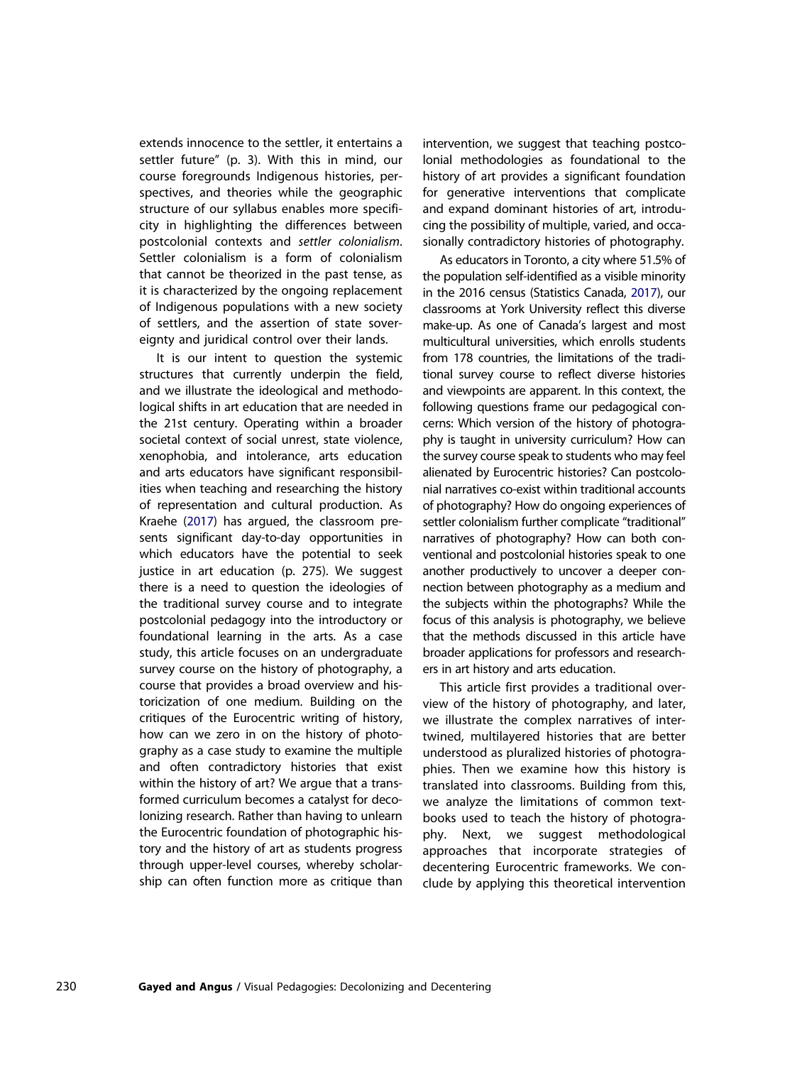extends innocence to the settler, it entertains a settler future" (p. 3). With this in mind, our course foregrounds Indigenous histories, perspectives, and theories while the geographic structure of our syllabus enables more specificity in highlighting the differences between postcolonial contexts and *settler colonialism*. Settler colonialism is a form of colonialism that cannot be theorized in the past tense, as it is characterized by the ongoing replacement of Indigenous populations with a new society of settlers, and the assertion of state sovereignty and juridical control over their lands.

It is our intent to question the systemic structures that currently underpin the field, and we illustrate the ideological and methodological shifts in art education that are needed in the 21st century. Operating within a broader societal context of social unrest, state violence, xenophobia, and intolerance, arts education and arts educators have significant responsibilities when teaching and researching the history of representation and cultural production. As Kraehe (2017) has argued, the classroom presents significant day-to-day opportunities in which educators have the potential to seek justice in art education (p. 275). We suggest there is a need to question the ideologies of the traditional survey course and to integrate postcolonial pedagogy into the introductory or foundational learning in the arts. As a case study, this article focuses on an undergraduate survey course on the history of photography, a course that provides a broad overview and historicization of one medium. Building on the critiques of the Eurocentric writing of history, how can we zero in on the history of photography as a case study to examine the multiple and often contradictory histories that exist within the history of art? We argue that a transformed curriculum becomes a catalyst for decolonizing research. Rather than having to unlearn the Eurocentric foundation of photographic history and the history of art as students progress through upper-level courses, whereby scholarship can often function more as critique than intervention, we suggest that teaching postcolonial methodologies as foundational to the history of art provides a significant foundation for generative interventions that complicate and expand dominant histories of art, introducing the possibility of multiple, varied, and occasionally contradictory histories of photography.

As educators in Toronto, a city where 51.5% of the population self-identified as a visible minority in the 2016 census (Statistics Canada, 2017), our classrooms at York University reflect this diverse make-up. As one of Canada's largest and most multicultural universities, which enrolls students from 178 countries, the limitations of the traditional survey course to reflect diverse histories and viewpoints are apparent. In this context, the following questions frame our pedagogical concerns: Which version of the history of photography is taught in university curriculum? How can the survey course speak to students who may feel alienated by Eurocentric histories? Can postcolonial narratives co-exist within traditional accounts of photography? How do ongoing experiences of settler colonialism further complicate "traditional" narratives of photography? How can both conventional and postcolonial histories speak to one another productively to uncover a deeper connection between photography as a medium and the subjects within the photographs? While the focus of this analysis is photography, we believe that the methods discussed in this article have broader applications for professors and researchers in art history and arts education.

This article first provides a traditional overview of the history of photography, and later, we illustrate the complex narratives of intertwined, multilayered histories that are better understood as pluralized histories of photographies. Then we examine how this history is translated into classrooms. Building from this, we analyze the limitations of common textbooks used to teach the history of photography. Next, we suggest methodological approaches that incorporate strategies of decentering Eurocentric frameworks. We conclude by applying this theoretical intervention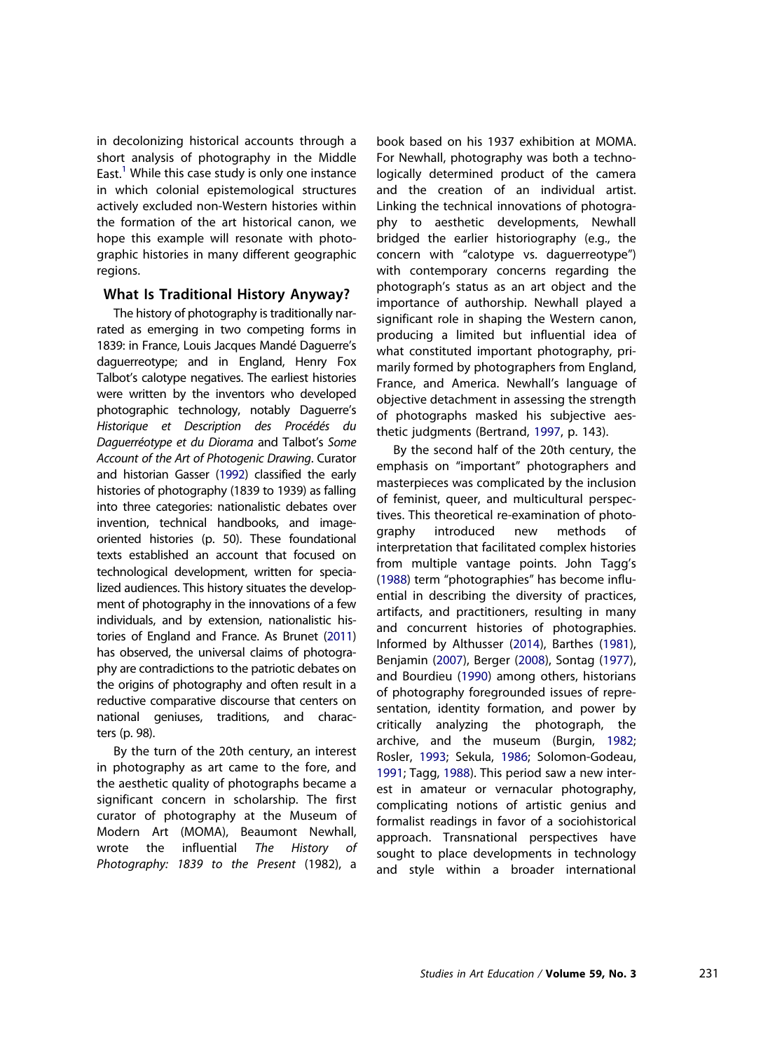in decolonizing historical accounts through a short analysis of photography in the Middle East.[1] While this case study is only one instance in which colonial epistemological structures actively excluded non-Western histories within the formation of the art historical canon, we hope this example will resonate with photographic histories in many different geographic regions.

## What Is Traditional History Anyway?

The history of photography is traditionally narrated as emerging in two competing forms in 1839: in France, Louis Jacques Mandé Daguerre's daguerreotype; and in England, Henry Fox Talbot's calotype negatives. The earliest histories were written by the inventors who developed photographic technology, notably Daguerre's *Historique et Description des Procédés du Daguerréotype et du Diorama* and Talbot's *Some Account of the Art of Photogenic Drawing*. Curator and historian Gasser (1992) classified the early histories of photography (1839 to 1939) as falling into three categories: nationalistic debates over invention, technical handbooks, and image-oriented histories (p. 50). These foundational texts established an account that focused on technological development, written for specialized audiences. This history situates the development of photography in the innovations of a few individuals, and by extension, nationalistic histories of England and France. As Brunet (2011) has observed, the universal claims of photography are contradictions to the patriotic debates on the origins of photography and often result in a reductive comparative discourse that centers on national geniuses, traditions, and characters (p. 98).

By the turn of the 20th century, an interest in photography as art came to the fore, and the aesthetic quality of photographs became a significant concern in scholarship. The first curator of photography at the Museum of Modern Art (MOMA), Beaumont Newhall, wrote the influential *The History of Photography: 1839 to the Present* (1982), a book based on his 1937 exhibition at MOMA. For Newhall, photography was both a technologically determined product of the camera and the creation of an individual artist. Linking the technical innovations of photography to aesthetic developments, Newhall bridged the earlier historiography (e.g., the concern with "calotype vs. daguerreotype") with contemporary concerns regarding the photograph's status as an art object and the importance of authorship. Newhall played a significant role in shaping the Western canon, producing a limited but influential idea of what constituted important photography, primarily formed by photographers from England, France, and America. Newhall's language of objective detachment in assessing the strength of photographs masked his subjective aesthetic judgments (Bertrand, 1997, p. 143).

By the second half of the 20th century, the emphasis on "important" photographers and masterpieces was complicated by the inclusion of feminist, queer, and multicultural perspectives. This theoretical re-examination of photography introduced new methods of interpretation that facilitated complex histories from multiple vantage points. John Tagg's (1988) term "photographies" has become influential in describing the diversity of practices, artifacts, and practitioners, resulting in many and concurrent histories of photographies. Informed by Althusser (2014), Barthes (1981), Benjamin (2007), Berger (2008), Sontag (1977), and Bourdieu (1990) among others, historians of photography foregrounded issues of representation, identity formation, and power by critically analyzing the photograph, the archive, and the museum (Burgin, 1982; Rosler, 1993; Sekula, 1986; Solomon-Godeau, 1991; Tagg, 1988). This period saw a new interest in amateur or vernacular photography, complicating notions of artistic genius and formalist readings in favor of a sociohistorical approach. Transnational perspectives have sought to place developments in technology and style within a broader international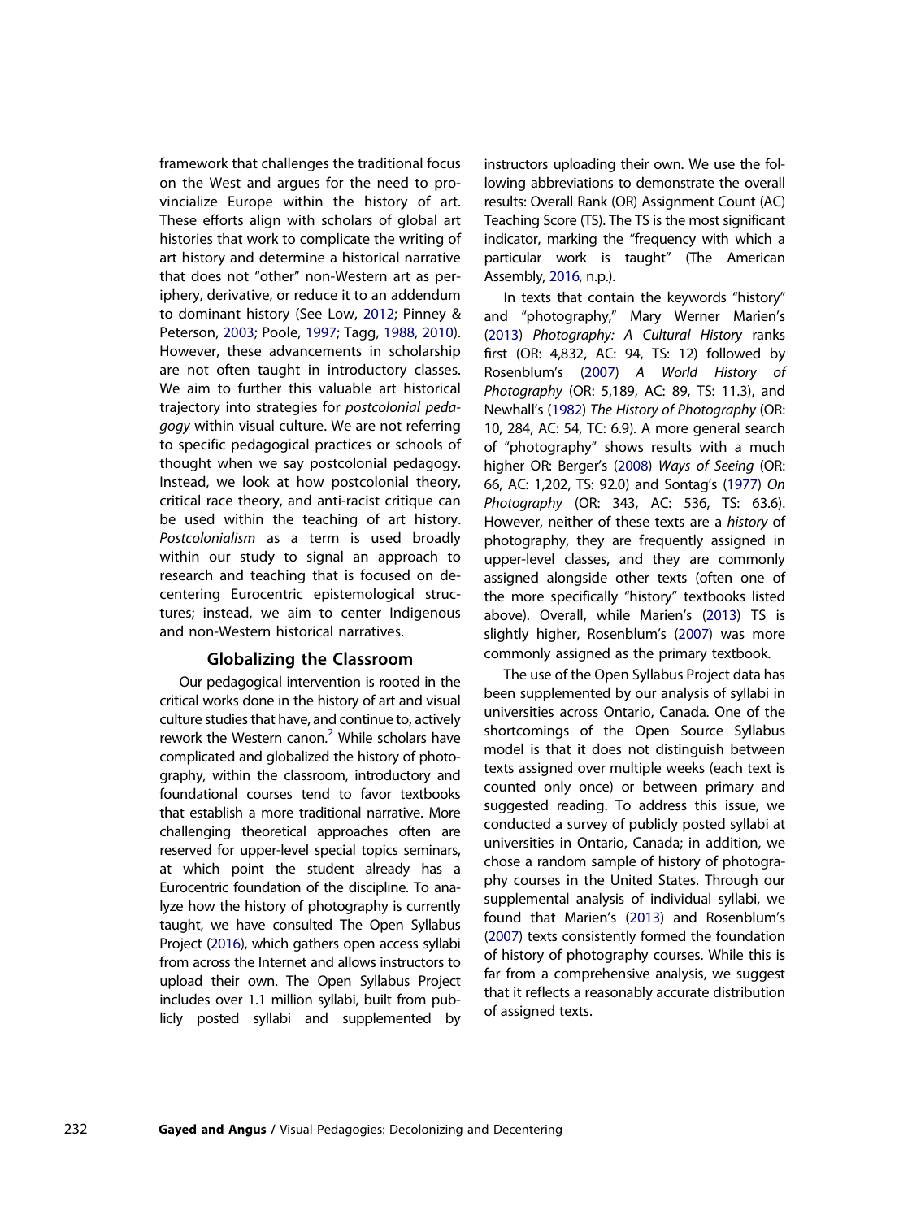framework that challenges the traditional focus on the West and argues for the need to provincialize Europe within the history of art. These efforts align with scholars of global art histories that work to complicate the writing of art history and determine a historical narrative that does not "other" non-Western art as periphery, derivative, or reduce it to an addendum to dominant history (See Low, 2012; Pinney & Peterson, 2003; Poole, 1997; Tagg, 1988, 2010). However, these advancements in scholarship are not often taught in introductory classes. We aim to further this valuable art historical trajectory into strategies for *postcolonial pedagogy* within visual culture. We are not referring to specific pedagogical practices or schools of thought when we say postcolonial pedagogy. Instead, we look at how postcolonial theory, critical race theory, and anti-racist critique can be used within the teaching of art history. *Postcolonialism* as a term is used broadly within our study to signal an approach to research and teaching that is focused on decentering Eurocentric epistemological structures; instead, we aim to center Indigenous and non-Western historical narratives.

## Globalizing the Classroom

Our pedagogical intervention is rooted in the critical works done in the history of art and visual culture studies that have, and continue to, actively rework the Western canon.[2] While scholars have complicated and globalized the history of photography, within the classroom, introductory and foundational courses tend to favor textbooks that establish a more traditional narrative. More challenging theoretical approaches often are reserved for upper-level special topics seminars, at which point the student already has a Eurocentric foundation of the discipline. To analyze how the history of photography is currently taught, we have consulted The Open Syllabus Project (2016), which gathers open access syllabi from across the Internet and allows instructors to upload their own. The Open Syllabus Project includes over 1.1 million syllabi, built from publicly posted syllabi and supplemented by instructors uploading their own. We use the following abbreviations to demonstrate the overall results: Overall Rank (OR) Assignment Count (AC) Teaching Score (TS). The TS is the most significant indicator, marking the "frequency with which a particular work is taught" (The American Assembly, 2016, n.p.).

In texts that contain the keywords "history" and "photography," Mary Werner Marien's (2013) *Photography: A Cultural History* ranks first (OR: 4,832, AC: 94, TS: 12) followed by Rosenblum's (2007) *A World History of Photography* (OR: 5,189, AC: 89, TS: 11.3), and Newhall's (1982) *The History of Photography* (OR: 10, 284, AC: 54, TC: 6.9). A more general search of "photography" shows results with a much higher OR: Berger's (2008) *Ways of Seeing* (OR: 66, AC: 1,202, TS: 92.0) and Sontag's (1977) *On Photography* (OR: 343, AC: 536, TS: 63.6). However, neither of these texts are a *history* of photography, they are frequently assigned in upper-level classes, and they are commonly assigned alongside other texts (often one of the more specifically "history" textbooks listed above). Overall, while Marien's (2013) TS is slightly higher, Rosenblum's (2007) was more commonly assigned as the primary textbook.

The use of the Open Syllabus Project data has been supplemented by our analysis of syllabi in universities across Ontario, Canada. One of the shortcomings of the Open Source Syllabus model is that it does not distinguish between texts assigned over multiple weeks (each text is counted only once) or between primary and suggested reading. To address this issue, we conducted a survey of publicly posted syllabi at universities in Ontario, Canada; in addition, we chose a random sample of history of photography courses in the United States. Through our supplemental analysis of individual syllabi, we found that Marien's (2013) and Rosenblum's (2007) texts consistently formed the foundation of history of photography courses. While this is far from a comprehensive analysis, we suggest that it reflects a reasonably accurate distribution of assigned texts.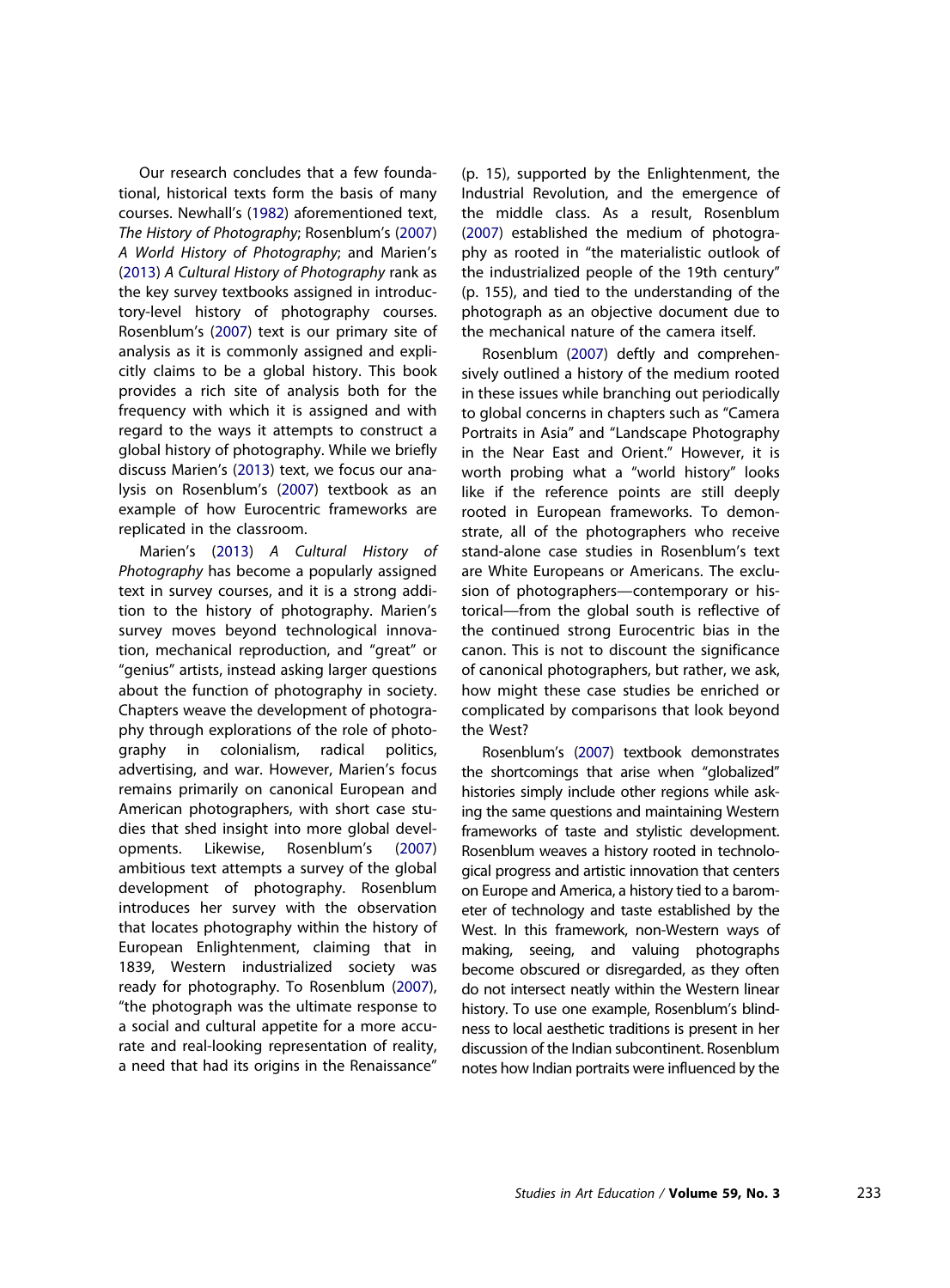Our research concludes that a few foundational, historical texts form the basis of many courses. Newhall's (1982) aforementioned text, *The History of Photography*; Rosenblum's (2007) *A World History of Photography*; and Marien's (2013) *A Cultural History of Photography* rank as the key survey textbooks assigned in introductory-level history of photography courses. Rosenblum's (2007) text is our primary site of analysis as it is commonly assigned and explicitly claims to be a global history. This book provides a rich site of analysis both for the frequency with which it is assigned and with regard to the ways it attempts to construct a global history of photography. While we briefly discuss Marien's (2013) text, we focus our analysis on Rosenblum's (2007) textbook as an example of how Eurocentric frameworks are replicated in the classroom.

Marien's (2013) *A Cultural History of Photography* has become a popularly assigned text in survey courses, and it is a strong addition to the history of photography. Marien's survey moves beyond technological innovation, mechanical reproduction, and "great" or "genius" artists, instead asking larger questions about the function of photography in society. Chapters weave the development of photography through explorations of the role of photography in colonialism, radical politics, advertising, and war. However, Marien's focus remains primarily on canonical European and American photographers, with short case studies that shed insight into more global developments. Likewise, Rosenblum's (2007) ambitious text attempts a survey of the global development of photography. Rosenblum introduces her survey with the observation that locates photography within the history of European Enlightenment, claiming that in 1839, Western industrialized society was ready for photography. To Rosenblum (2007), "the photograph was the ultimate response to a social and cultural appetite for a more accurate and real-looking representation of reality, a need that had its origins in the Renaissance" (p. 15), supported by the Enlightenment, the Industrial Revolution, and the emergence of the middle class. As a result, Rosenblum (2007) established the medium of photography as rooted in "the materialistic outlook of the industrialized people of the 19th century" (p. 155), and tied to the understanding of the photograph as an objective document due to the mechanical nature of the camera itself.

Rosenblum (2007) deftly and comprehensively outlined a history of the medium rooted in these issues while branching out periodically to global concerns in chapters such as "Camera Portraits in Asia" and "Landscape Photography in the Near East and Orient." However, it is worth probing what a "world history" looks like if the reference points are still deeply rooted in European frameworks. To demonstrate, all of the photographers who receive stand-alone case studies in Rosenblum's text are White Europeans or Americans. The exclusion of photographers—contemporary or historical—from the global south is reflective of the continued strong Eurocentric bias in the canon. This is not to discount the significance of canonical photographers, but rather, we ask, how might these case studies be enriched or complicated by comparisons that look beyond the West?

Rosenblum's (2007) textbook demonstrates the shortcomings that arise when "globalized" histories simply include other regions while asking the same questions and maintaining Western frameworks of taste and stylistic development. Rosenblum weaves a history rooted in technological progress and artistic innovation that centers on Europe and America, a history tied to a barometer of technology and taste established by the West. In this framework, non-Western ways of making, seeing, and valuing photographs become obscured or disregarded, as they often do not intersect neatly within the Western linear history. To use one example, Rosenblum's blindness to local aesthetic traditions is present in her discussion of the Indian subcontinent. Rosenblum notes how Indian portraits were influenced by the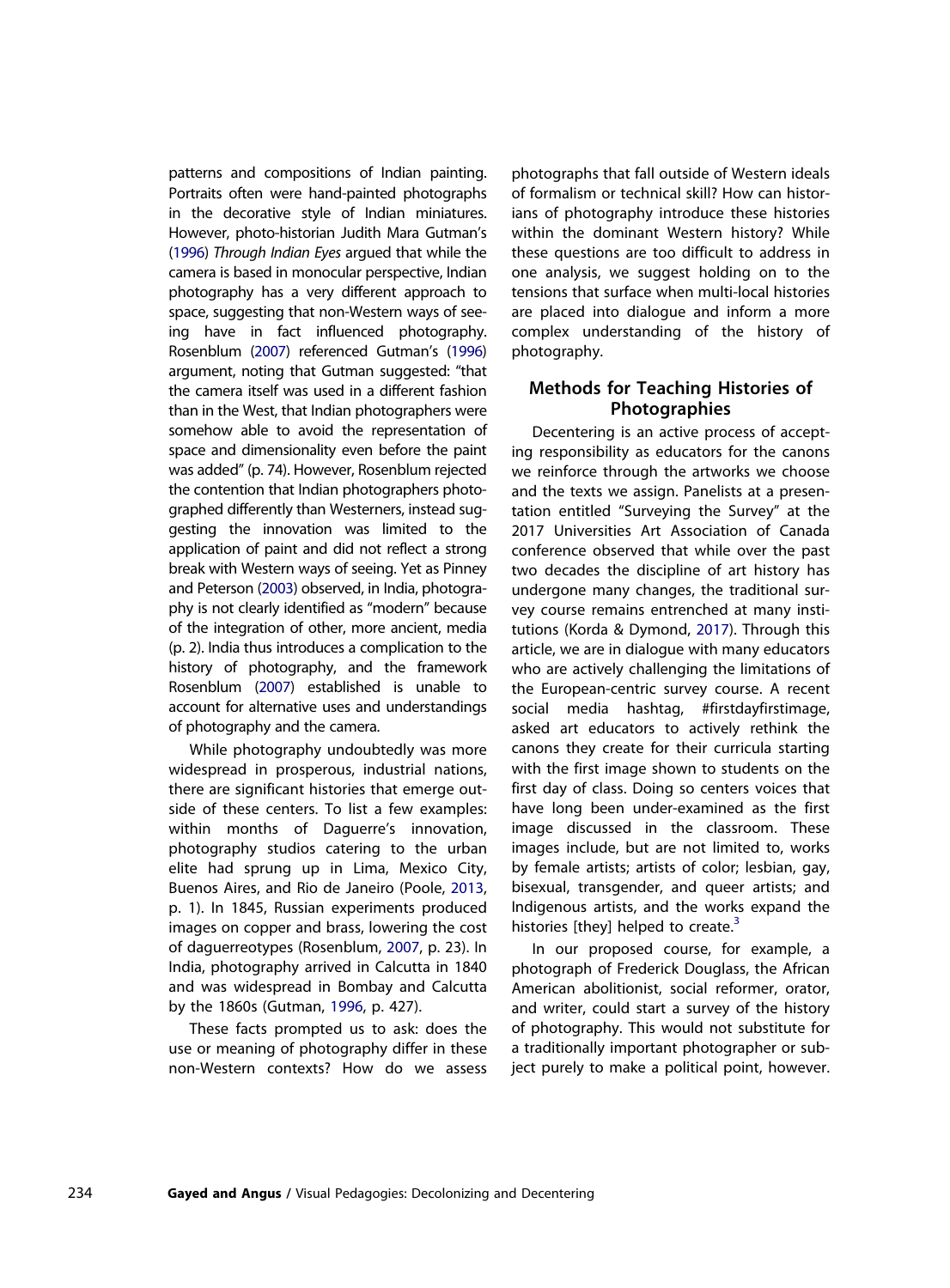patterns and compositions of Indian painting. Portraits often were hand-painted photographs in the decorative style of Indian miniatures. However, photo-historian Judith Mara Gutman's (1996) *Through Indian Eyes* argued that while the camera is based in monocular perspective, Indian photography has a very different approach to space, suggesting that non-Western ways of seeing have in fact influenced photography. Rosenblum (2007) referenced Gutman's (1996) argument, noting that Gutman suggested: "that the camera itself was used in a different fashion than in the West, that Indian photographers were somehow able to avoid the representation of space and dimensionality even before the paint was added" (p. 74). However, Rosenblum rejected the contention that Indian photographers photographed differently than Westerners, instead suggesting the innovation was limited to the application of paint and did not reflect a strong break with Western ways of seeing. Yet as Pinney and Peterson (2003) observed, in India, photography is not clearly identified as "modern" because of the integration of other, more ancient, media (p. 2). India thus introduces a complication to the history of photography, and the framework Rosenblum (2007) established is unable to account for alternative uses and understandings of photography and the camera.

While photography undoubtedly was more widespread in prosperous, industrial nations, there are significant histories that emerge outside of these centers. To list a few examples: within months of Daguerre's innovation, photography studios catering to the urban elite had sprung up in Lima, Mexico City, Buenos Aires, and Rio de Janeiro (Poole, 2013, p. 1). In 1845, Russian experiments produced images on copper and brass, lowering the cost of daguerreotypes (Rosenblum, 2007, p. 23). In India, photography arrived in Calcutta in 1840 and was widespread in Bombay and Calcutta by the 1860s (Gutman, 1996, p. 427).

These facts prompted us to ask: does the use or meaning of photography differ in these non-Western contexts? How do we assess photographs that fall outside of Western ideals of formalism or technical skill? How can historians of photography introduce these histories within the dominant Western history? While these questions are too difficult to address in one analysis, we suggest holding on to the tensions that surface when multi-local histories are placed into dialogue and inform a more complex understanding of the history of photography.

## Methods for Teaching Histories of Photographies

Decentering is an active process of accepting responsibility as educators for the canons we reinforce through the artworks we choose and the texts we assign. Panelists at a presentation entitled "Surveying the Survey" at the 2017 Universities Art Association of Canada conference observed that while over the past two decades the discipline of art history has undergone many changes, the traditional survey course remains entrenched at many institutions (Korda & Dymond, 2017). Through this article, we are in dialogue with many educators who are actively challenging the limitations of the European-centric survey course. A recent social media hashtag, #firstdayfirstimage, asked art educators to actively rethink the canons they create for their curricula starting with the first image shown to students on the first day of class. Doing so centers voices that have long been under-examined as the first image discussed in the classroom. These images include, but are not limited to, works by female artists; artists of color; lesbian, gay, bisexual, transgender, and queer artists; and Indigenous artists, and the works expand the histories [they] helped to create.[3]

In our proposed course, for example, a photograph of Frederick Douglass, the African American abolitionist, social reformer, orator, and writer, could start a survey of the history of photography. This would not substitute for a traditionally important photographer or subject purely to make a political point, however.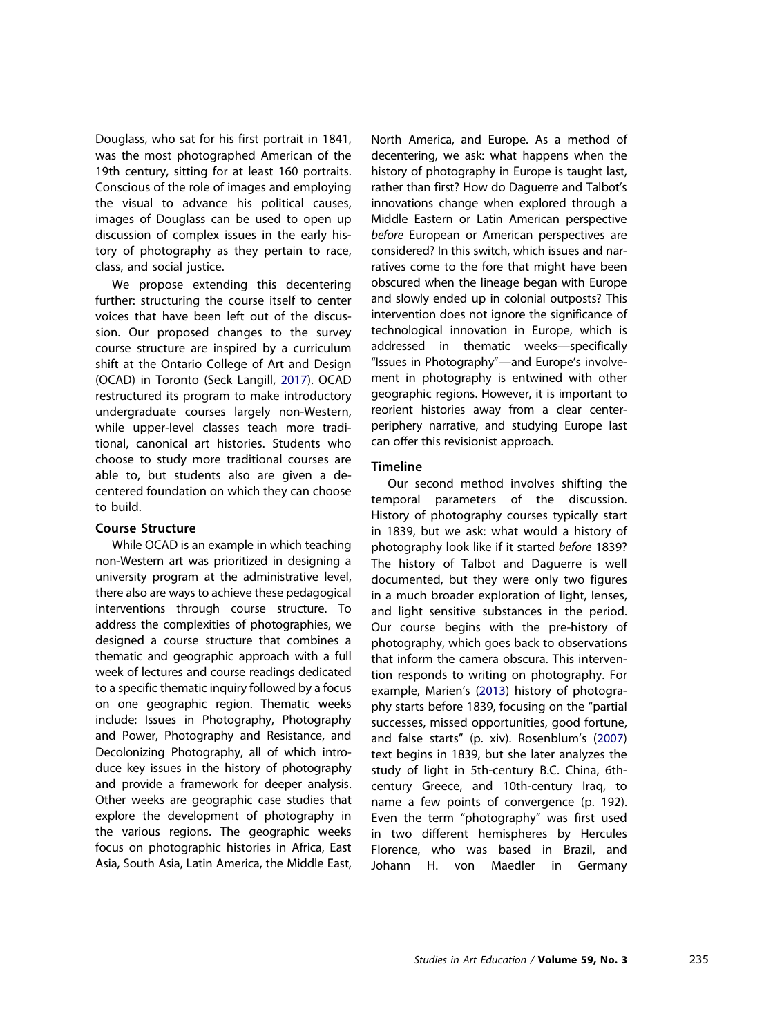Douglass, who sat for his first portrait in 1841, was the most photographed American of the 19th century, sitting for at least 160 portraits. Conscious of the role of images and employing the visual to advance his political causes, images of Douglass can be used to open up discussion of complex issues in the early history of photography as they pertain to race, class, and social justice.

We propose extending this decentering further: structuring the course itself to center voices that have been left out of the discussion. Our proposed changes to the survey course structure are inspired by a curriculum shift at the Ontario College of Art and Design (OCAD) in Toronto (Seck Langill, 2017). OCAD restructured its program to make introductory undergraduate courses largely non-Western, while upper-level classes teach more traditional, canonical art histories. Students who choose to study more traditional courses are able to, but students also are given a decentered foundation on which they can choose to build.

### Course Structure

While OCAD is an example in which teaching non-Western art was prioritized in designing a university program at the administrative level, there also are ways to achieve these pedagogical interventions through course structure. To address the complexities of photographies, we designed a course structure that combines a thematic and geographic approach with a full week of lectures and course readings dedicated to a specific thematic inquiry followed by a focus on one geographic region. Thematic weeks include: Issues in Photography, Photography and Power, Photography and Resistance, and Decolonizing Photography, all of which introduce key issues in the history of photography and provide a framework for deeper analysis. Other weeks are geographic case studies that explore the development of photography in the various regions. The geographic weeks focus on photographic histories in Africa, East Asia, South Asia, Latin America, the Middle East, North America, and Europe. As a method of decentering, we ask: what happens when the history of photography in Europe is taught last, rather than first? How do Daguerre and Talbot's innovations change when explored through a Middle Eastern or Latin American perspective *before* European or American perspectives are considered? In this switch, which issues and narratives come to the fore that might have been obscured when the lineage began with Europe and slowly ended up in colonial outposts? This intervention does not ignore the significance of technological innovation in Europe, which is addressed in thematic weeks—specifically "Issues in Photography"—and Europe's involvement in photography is entwined with other geographic regions. However, it is important to reorient histories away from a clear center-periphery narrative, and studying Europe last can offer this revisionist approach.

### Timeline

Our second method involves shifting the temporal parameters of the discussion. History of photography courses typically start in 1839, but we ask: what would a history of photography look like if it started *before* 1839? The history of Talbot and Daguerre is well documented, but they were only two figures in a much broader exploration of light, lenses, and light sensitive substances in the period. Our course begins with the pre-history of photography, which goes back to observations that inform the camera obscura. This intervention responds to writing on photography. For example, Marien's (2013) history of photography starts before 1839, focusing on the "partial successes, missed opportunities, good fortune, and false starts" (p. xiv). Rosenblum's (2007) text begins in 1839, but she later analyzes the study of light in 5th-century B.C. China, 6th-century Greece, and 10th-century Iraq, to name a few points of convergence (p. 192). Even the term "photography" was first used in two different hemispheres by Hercules Florence, who was based in Brazil, and Johann H. von Maedler in Germany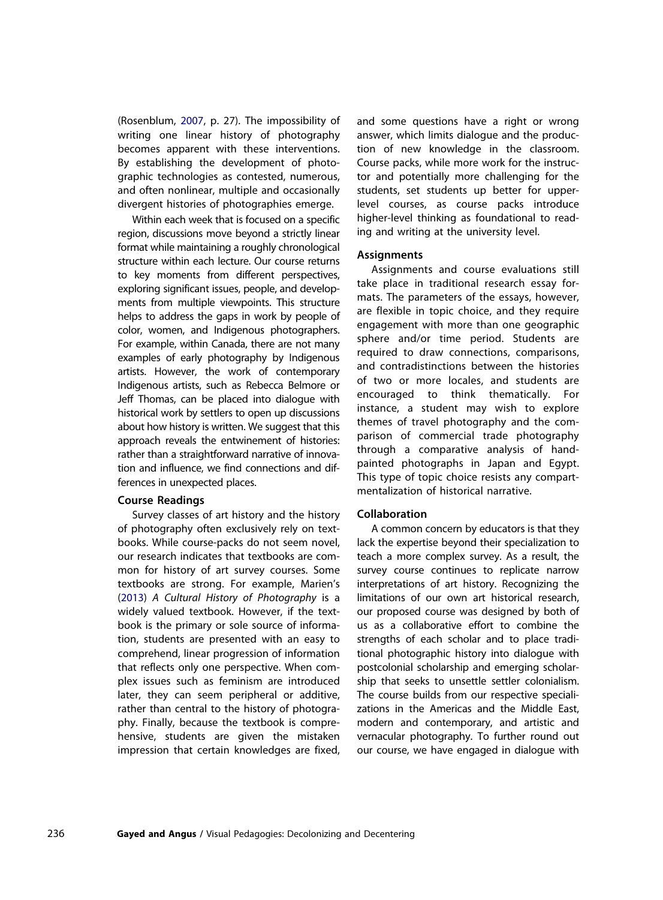(Rosenblum, 2007, p. 27). The impossibility of writing one linear history of photography becomes apparent with these interventions. By establishing the development of photographic technologies as contested, numerous, and often nonlinear, multiple and occasionally divergent histories of photographies emerge.

Within each week that is focused on a specific region, discussions move beyond a strictly linear format while maintaining a roughly chronological structure within each lecture. Our course returns to key moments from different perspectives, exploring significant issues, people, and developments from multiple viewpoints. This structure helps to address the gaps in work by people of color, women, and Indigenous photographers. For example, within Canada, there are not many examples of early photography by Indigenous artists. However, the work of contemporary Indigenous artists, such as Rebecca Belmore or Jeff Thomas, can be placed into dialogue with historical work by settlers to open up discussions about how history is written. We suggest that this approach reveals the entwinement of histories: rather than a straightforward narrative of innovation and influence, we find connections and differences in unexpected places.

### Course Readings

Survey classes of art history and the history of photography often exclusively rely on textbooks. While course-packs do not seem novel, our research indicates that textbooks are common for history of art survey courses. Some textbooks are strong. For example, Marien's (2013) *A Cultural History of Photography* is a widely valued textbook. However, if the textbook is the primary or sole source of information, students are presented with an easy to comprehend, linear progression of information that reflects only one perspective. When complex issues such as feminism are introduced later, they can seem peripheral or additive, rather than central to the history of photography. Finally, because the textbook is comprehensive, students are given the mistaken impression that certain knowledges are fixed, and some questions have a right or wrong answer, which limits dialogue and the production of new knowledge in the classroom. Course packs, while more work for the instructor and potentially more challenging for the students, set students up better for upper-level courses, as course packs introduce higher-level thinking as foundational to reading and writing at the university level.

### Assignments

Assignments and course evaluations still take place in traditional research essay formats. The parameters of the essays, however, are flexible in topic choice, and they require engagement with more than one geographic sphere and/or time period. Students are required to draw connections, comparisons, and contradistinctions between the histories of two or more locales, and students are encouraged to think thematically. For instance, a student may wish to explore themes of travel photography and the comparison of commercial trade photography through a comparative analysis of hand-painted photographs in Japan and Egypt. This type of topic choice resists any compartmentalization of historical narrative.

### Collaboration

A common concern by educators is that they lack the expertise beyond their specialization to teach a more complex survey. As a result, the survey course continues to replicate narrow interpretations of art history. Recognizing the limitations of our own art historical research, our proposed course was designed by both of us as a collaborative effort to combine the strengths of each scholar and to place traditional photographic history into dialogue with postcolonial scholarship and emerging scholarship that seeks to unsettle settler colonialism. The course builds from our respective specializations in the Americas and the Middle East, modern and contemporary, and artistic and vernacular photography. To further round out our course, we have engaged in dialogue with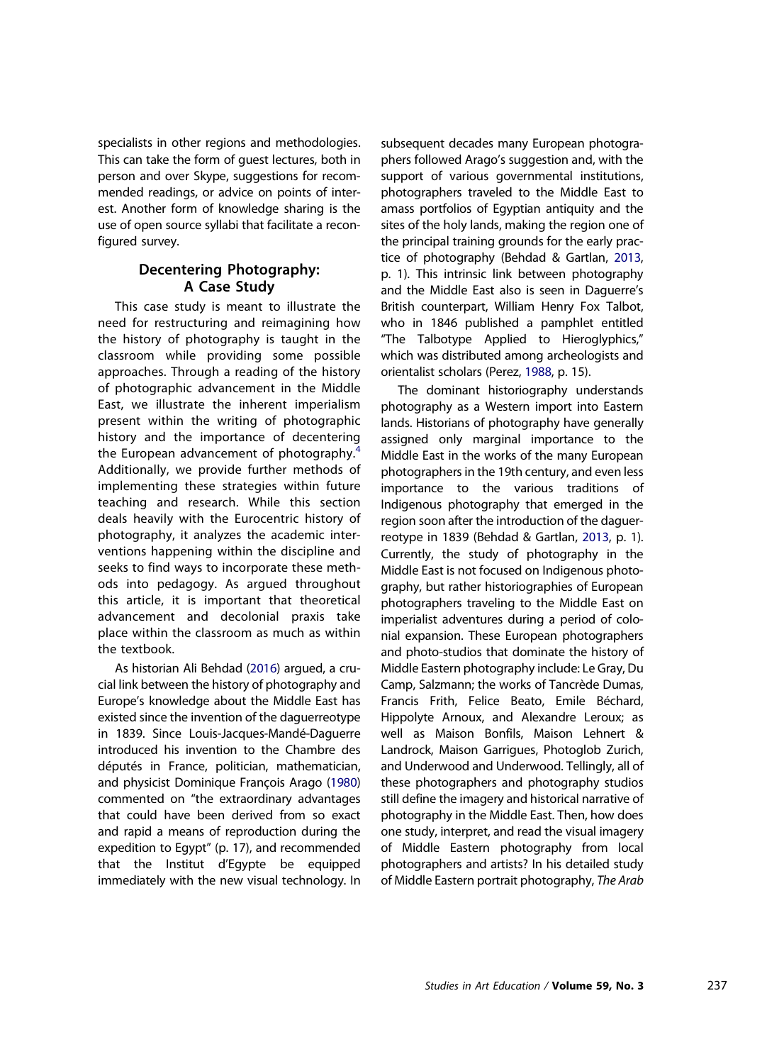specialists in other regions and methodologies. This can take the form of guest lectures, both in person and over Skype, suggestions for recommended readings, or advice on points of interest. Another form of knowledge sharing is the use of open source syllabi that facilitate a reconfigured survey.

## Decentering Photography: A Case Study

This case study is meant to illustrate the need for restructuring and reimagining how the history of photography is taught in the classroom while providing some possible approaches. Through a reading of the history of photographic advancement in the Middle East, we illustrate the inherent imperialism present within the writing of photographic history and the importance of decentering the European advancement of photography.[4] Additionally, we provide further methods of implementing these strategies within future teaching and research. While this section deals heavily with the Eurocentric history of photography, it analyzes the academic interventions happening within the discipline and seeks to find ways to incorporate these methods into pedagogy. As argued throughout this article, it is important that theoretical advancement and decolonial praxis take place within the classroom as much as within the textbook.

As historian Ali Behdad (2016) argued, a crucial link between the history of photography and Europe's knowledge about the Middle East has existed since the invention of the daguerreotype in 1839. Since Louis-Jacques-Mandé-Daguerre introduced his invention to the Chambre des députés in France, politician, mathematician, and physicist Dominique François Arago (1980) commented on "the extraordinary advantages that could have been derived from so exact and rapid a means of reproduction during the expedition to Egypt" (p. 17), and recommended that the Institut d'Egypte be equipped immediately with the new visual technology. In subsequent decades many European photographers followed Arago's suggestion and, with the support of various governmental institutions, photographers traveled to the Middle East to amass portfolios of Egyptian antiquity and the sites of the holy lands, making the region one of the principal training grounds for the early practice of photography (Behdad & Gartlan, 2013, p. 1). This intrinsic link between photography and the Middle East also is seen in Daguerre's British counterpart, William Henry Fox Talbot, who in 1846 published a pamphlet entitled "The Talbotype Applied to Hieroglyphics," which was distributed among archeologists and orientalist scholars (Perez, 1988, p. 15).

The dominant historiography understands photography as a Western import into Eastern lands. Historians of photography have generally assigned only marginal importance to the Middle East in the works of the many European photographers in the 19th century, and even less importance to the various traditions of Indigenous photography that emerged in the region soon after the introduction of the daguerreotype in 1839 (Behdad & Gartlan, 2013, p. 1). Currently, the study of photography in the Middle East is not focused on Indigenous photography, but rather historiographies of European photographers traveling to the Middle East on imperialist adventures during a period of colonial expansion. These European photographers and photo-studios that dominate the history of Middle Eastern photography include: Le Gray, Du Camp, Salzmann; the works of Tancrède Dumas, Francis Frith, Felice Beato, Emile Béchard, Hippolyte Arnoux, and Alexandre Leroux; as well as Maison Bonfils, Maison Lehnert & Landrock, Maison Garrigues, Photoglob Zurich, and Underwood and Underwood. Tellingly, all of these photographers and photography studios still define the imagery and historical narrative of photography in the Middle East. Then, how does one study, interpret, and read the visual imagery of Middle Eastern photography from local photographers and artists? In his detailed study of Middle Eastern portrait photography, *The Arab*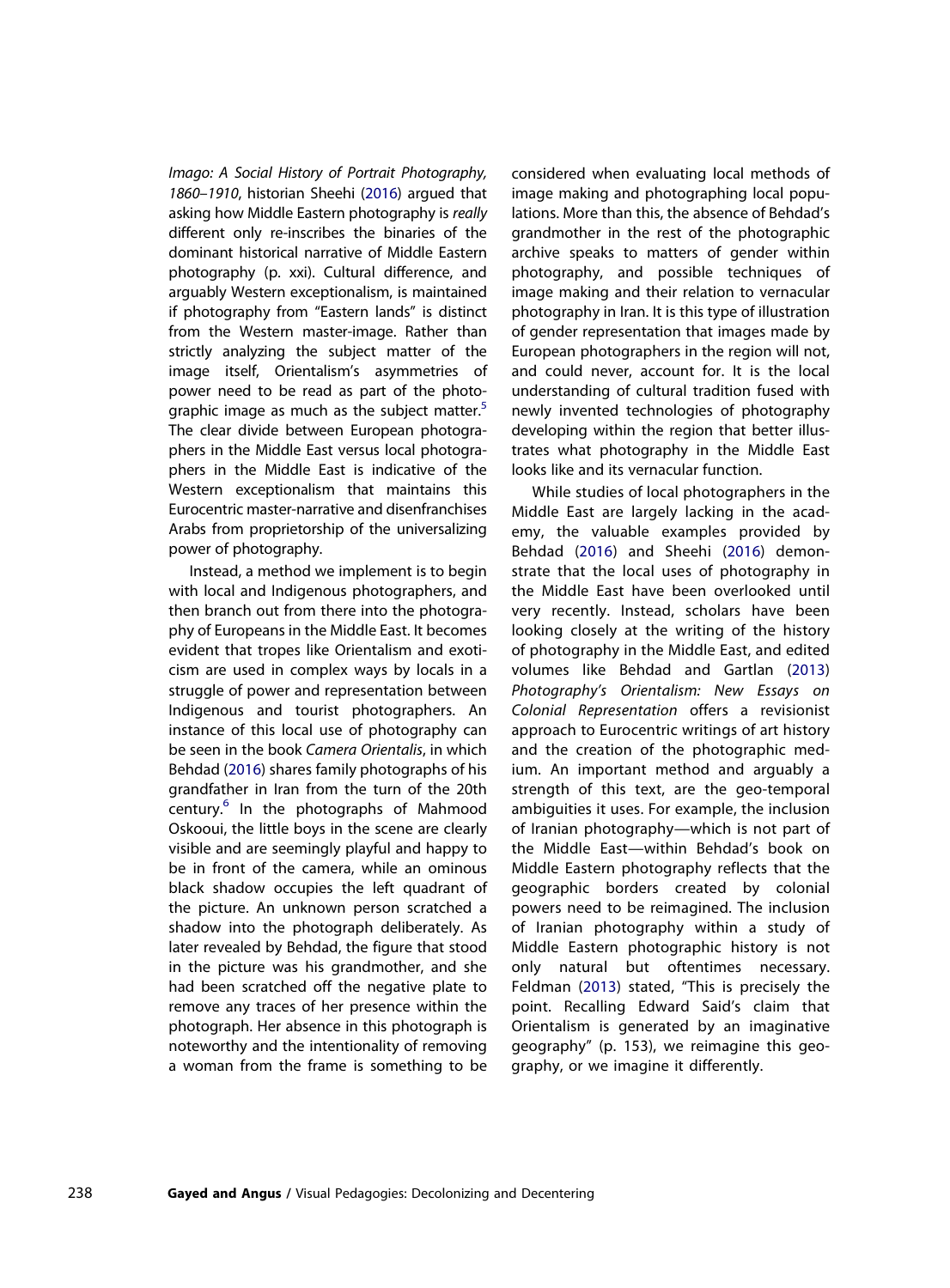*Imago: A Social History of Portrait Photography, 1860–1910*, historian Sheehi (2016) argued that asking how Middle Eastern photography is *really* different only re-inscribes the binaries of the dominant historical narrative of Middle Eastern photography (p. xxi). Cultural difference, and arguably Western exceptionalism, is maintained if photography from "Eastern lands" is distinct from the Western master-image. Rather than strictly analyzing the subject matter of the image itself, Orientalism's asymmetries of power need to be read as part of the photographic image as much as the subject matter.[5] The clear divide between European photographers in the Middle East versus local photographers in the Middle East is indicative of the Western exceptionalism that maintains this Eurocentric master-narrative and disenfranchises Arabs from proprietorship of the universalizing power of photography.

Instead, a method we implement is to begin with local and Indigenous photographers, and then branch out from there into the photography of Europeans in the Middle East. It becomes evident that tropes like Orientalism and exoticism are used in complex ways by locals in a struggle of power and representation between Indigenous and tourist photographers. An instance of this local use of photography can be seen in the book *Camera Orientalis*, in which Behdad (2016) shares family photographs of his grandfather in Iran from the turn of the 20th century.[6] In the photographs of Mahmood Oskooui, the little boys in the scene are clearly visible and are seemingly playful and happy to be in front of the camera, while an ominous black shadow occupies the left quadrant of the picture. An unknown person scratched a shadow into the photograph deliberately. As later revealed by Behdad, the figure that stood in the picture was his grandmother, and she had been scratched off the negative plate to remove any traces of her presence within the photograph. Her absence in this photograph is noteworthy and the intentionality of removing a woman from the frame is something to be considered when evaluating local methods of image making and photographing local populations. More than this, the absence of Behdad's grandmother in the rest of the photographic archive speaks to matters of gender within photography, and possible techniques of image making and their relation to vernacular photography in Iran. It is this type of illustration of gender representation that images made by European photographers in the region will not, and could never, account for. It is the local understanding of cultural tradition fused with newly invented technologies of photography developing within the region that better illustrates what photography in the Middle East looks like and its vernacular function.

While studies of local photographers in the Middle East are largely lacking in the academy, the valuable examples provided by Behdad (2016) and Sheehi (2016) demonstrate that the local uses of photography in the Middle East have been overlooked until very recently. Instead, scholars have been looking closely at the writing of the history of photography in the Middle East, and edited volumes like Behdad and Gartlan (2013) *Photography's Orientalism: New Essays on Colonial Representation* offers a revisionist approach to Eurocentric writings of art history and the creation of the photographic medium. An important method and arguably a strength of this text, are the geo-temporal ambiguities it uses. For example, the inclusion of Iranian photography—which is not part of the Middle East—within Behdad's book on Middle Eastern photography reflects that the geographic borders created by colonial powers need to be reimagined. The inclusion of Iranian photography within a study of Middle Eastern photographic history is not only natural but oftentimes necessary. Feldman (2013) stated, "This is precisely the point. Recalling Edward Said's claim that Orientalism is generated by an imaginative geography" (p. 153), we reimagine this geography, or we imagine it differently.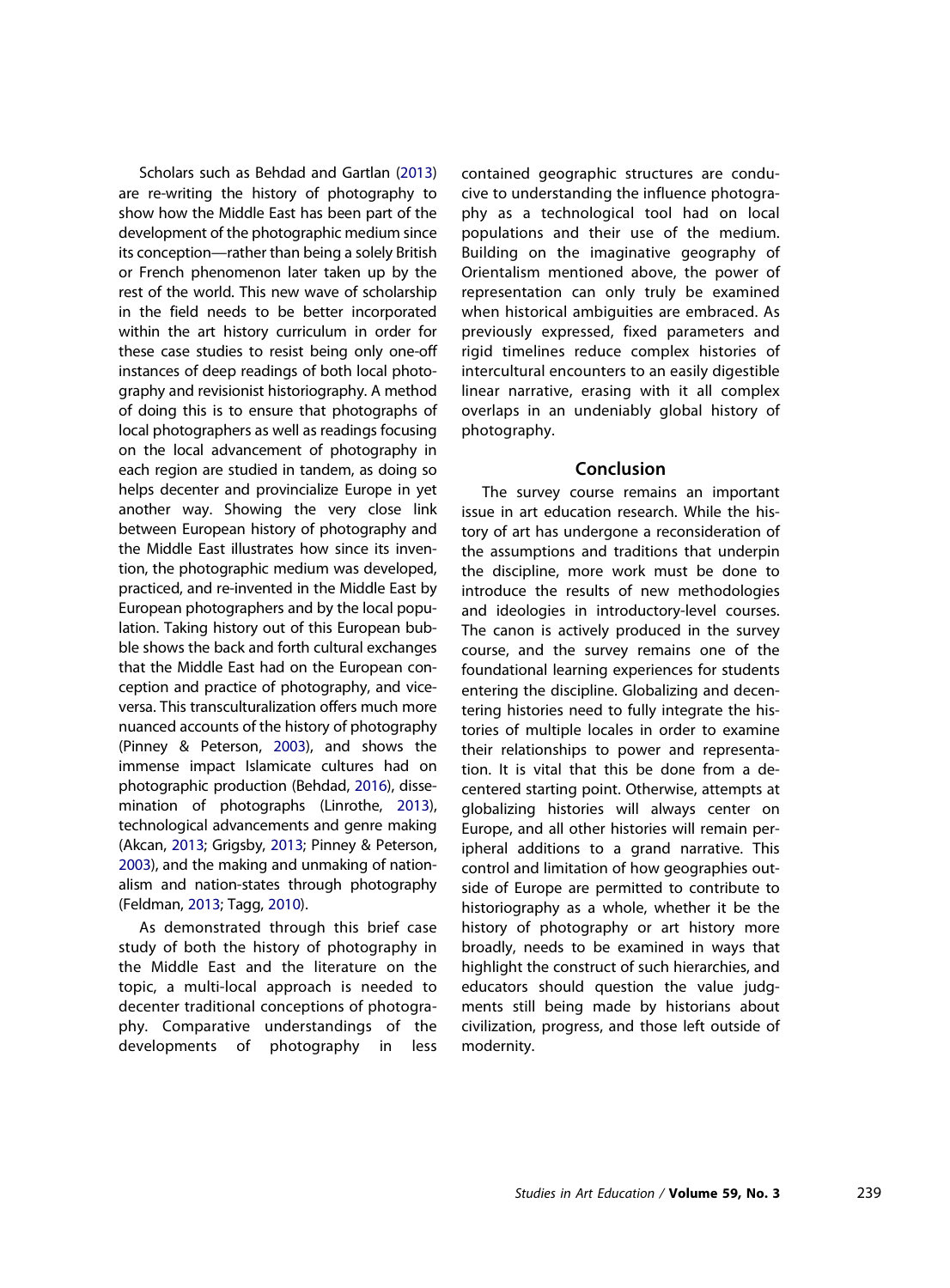Scholars such as Behdad and Gartlan (2013) are re-writing the history of photography to show how the Middle East has been part of the development of the photographic medium since its conception—rather than being a solely British or French phenomenon later taken up by the rest of the world. This new wave of scholarship in the field needs to be better incorporated within the art history curriculum in order for these case studies to resist being only one-off instances of deep readings of both local photography and revisionist historiography. A method of doing this is to ensure that photographs of local photographers as well as readings focusing on the local advancement of photography in each region are studied in tandem, as doing so helps decenter and provincialize Europe in yet another way. Showing the very close link between European history of photography and the Middle East illustrates how since its invention, the photographic medium was developed, practiced, and re-invented in the Middle East by European photographers and by the local population. Taking history out of this European bubble shows the back and forth cultural exchanges that the Middle East had on the European conception and practice of photography, and vice-versa. This transculturalization offers much more nuanced accounts of the history of photography (Pinney & Peterson, 2003), and shows the immense impact Islamicate cultures had on photographic production (Behdad, 2016), dissemination of photographs (Linrothe, 2013), technological advancements and genre making (Akcan, 2013; Grigsby, 2013; Pinney & Peterson, 2003), and the making and unmaking of nationalism and nation-states through photography (Feldman, 2013; Tagg, 2010).

As demonstrated through this brief case study of both the history of photography in the Middle East and the literature on the topic, a multi-local approach is needed to decenter traditional conceptions of photography. Comparative understandings of the developments of photography in less contained geographic structures are conducive to understanding the influence photography as a technological tool had on local populations and their use of the medium. Building on the imaginative geography of Orientalism mentioned above, the power of representation can only truly be examined when historical ambiguities are embraced. As previously expressed, fixed parameters and rigid timelines reduce complex histories of intercultural encounters to an easily digestible linear narrative, erasing with it all complex overlaps in an undeniably global history of photography.

## Conclusion

The survey course remains an important issue in art education research. While the history of art has undergone a reconsideration of the assumptions and traditions that underpin the discipline, more work must be done to introduce the results of new methodologies and ideologies in introductory-level courses. The canon is actively produced in the survey course, and the survey remains one of the foundational learning experiences for students entering the discipline. Globalizing and decentering histories need to fully integrate the histories of multiple locales in order to examine their relationships to power and representation. It is vital that this be done from a decentered starting point. Otherwise, attempts at globalizing histories will always center on Europe, and all other histories will remain peripheral additions to a grand narrative. This control and limitation of how geographies outside of Europe are permitted to contribute to historiography as a whole, whether it be the history of photography or art history more broadly, needs to be examined in ways that highlight the construct of such hierarchies, and educators should question the value judgments still being made by historians about civilization, progress, and those left outside of modernity.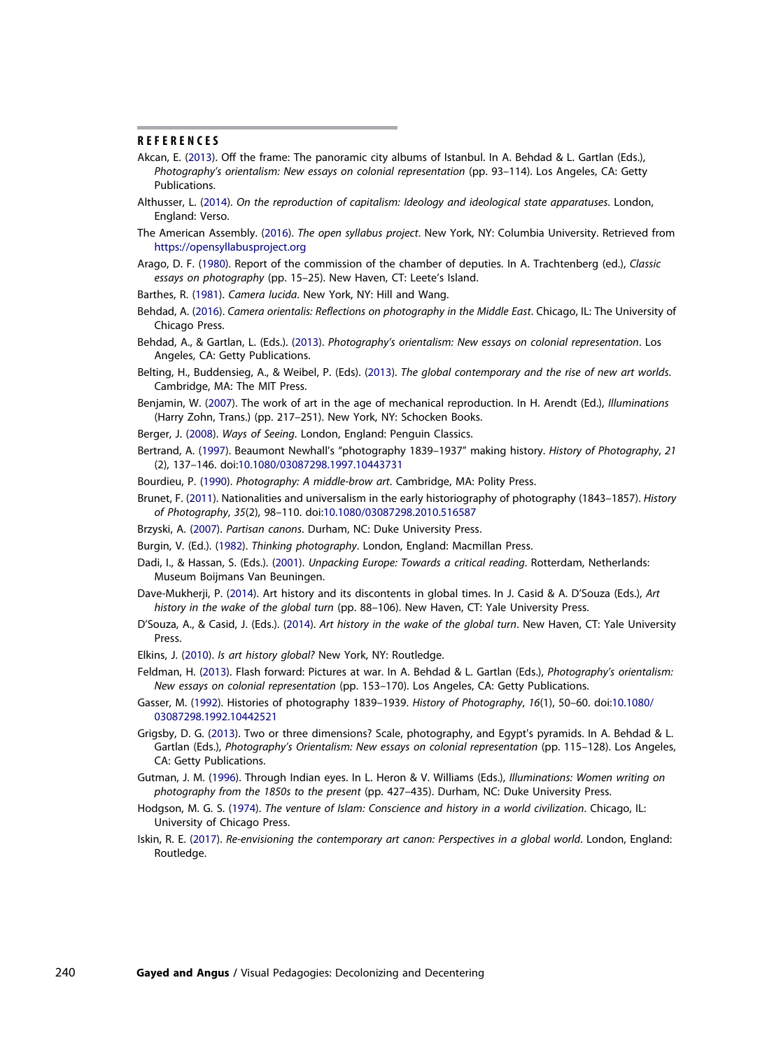## REFERENCES

Akcan, E. (2013). Off the frame: The panoramic city albums of Istanbul. In A. Behdad & L. Gartlan (Eds.), *Photography's orientalism: New essays on colonial representation* (pp. 93–114). Los Angeles, CA: Getty Publications.

Althusser, L. (2014). *On the reproduction of capitalism: Ideology and ideological state apparatuses*. London, England: Verso.

The American Assembly. (2016). *The open syllabus project*. New York, NY: Columbia University. Retrieved from https://opensyllabusproject.org

Arago, D. F. (1980). Report of the commission of the chamber of deputies. In A. Trachtenberg (ed.), *Classic essays on photography* (pp. 15–25). New Haven, CT: Leete's Island.

Barthes, R. (1981). *Camera lucida*. New York, NY: Hill and Wang.

Behdad, A. (2016). *Camera orientalis: Reflections on photography in the Middle East*. Chicago, IL: The University of Chicago Press.

Behdad, A., & Gartlan, L. (Eds.). (2013). *Photography's orientalism: New essays on colonial representation*. Los Angeles, CA: Getty Publications.

Belting, H., Buddensieg, A., & Weibel, P. (Eds). (2013). *The global contemporary and the rise of new art worlds*. Cambridge, MA: The MIT Press.

Benjamin, W. (2007). The work of art in the age of mechanical reproduction. In H. Arendt (Ed.), *Illuminations* (Harry Zohn, Trans.) (pp. 217–251). New York, NY: Schocken Books.

Berger, J. (2008). *Ways of Seeing*. London, England: Penguin Classics.

Bertrand, A. (1997). Beaumont Newhall's "photography 1839–1937" making history. *History of Photography*, *21* (2), 137–146. doi:10.1080/03087298.1997.10443731

Bourdieu, P. (1990). *Photography: A middle-brow art*. Cambridge, MA: Polity Press.

Brunet, F. (2011). Nationalities and universalism in the early historiography of photography (1843–1857). *History of Photography*, *35*(2), 98–110. doi:10.1080/03087298.2010.516587

Brzyski, A. (2007). *Partisan canons*. Durham, NC: Duke University Press.

Burgin, V. (Ed.). (1982). *Thinking photography*. London, England: Macmillan Press.

Dadi, I., & Hassan, S. (Eds.). (2001). *Unpacking Europe: Towards a critical reading*. Rotterdam, Netherlands: Museum Boijmans Van Beuningen.

Dave-Mukherji, P. (2014). Art history and its discontents in global times. In J. Casid & A. D'Souza (Eds.), *Art history in the wake of the global turn* (pp. 88–106). New Haven, CT: Yale University Press.

D'Souza, A., & Casid, J. (Eds.). (2014). *Art history in the wake of the global turn*. New Haven, CT: Yale University Press.

Elkins, J. (2010). *Is art history global?* New York, NY: Routledge.

Feldman, H. (2013). Flash forward: Pictures at war. In A. Behdad & L. Gartlan (Eds.), *Photography's orientalism: New essays on colonial representation* (pp. 153–170). Los Angeles, CA: Getty Publications.

Gasser, M. (1992). Histories of photography 1839–1939. *History of Photography*, *16*(1), 50–60. doi:10.1080/03087298.1992.10442521

Grigsby, D. G. (2013). Two or three dimensions? Scale, photography, and Egypt's pyramids. In A. Behdad & L. Gartlan (Eds.), *Photography's Orientalism: New essays on colonial representation* (pp. 115–128). Los Angeles, CA: Getty Publications.

Gutman, J. M. (1996). Through Indian eyes. In L. Heron & V. Williams (Eds.), *Illuminations: Women writing on photography from the 1850s to the present* (pp. 427–435). Durham, NC: Duke University Press.

Hodgson, M. G. S. (1974). *The venture of Islam: Conscience and history in a world civilization*. Chicago, IL: University of Chicago Press.

Iskin, R. E. (2017). *Re-envisioning the contemporary art canon: Perspectives in a global world*. London, England: Routledge.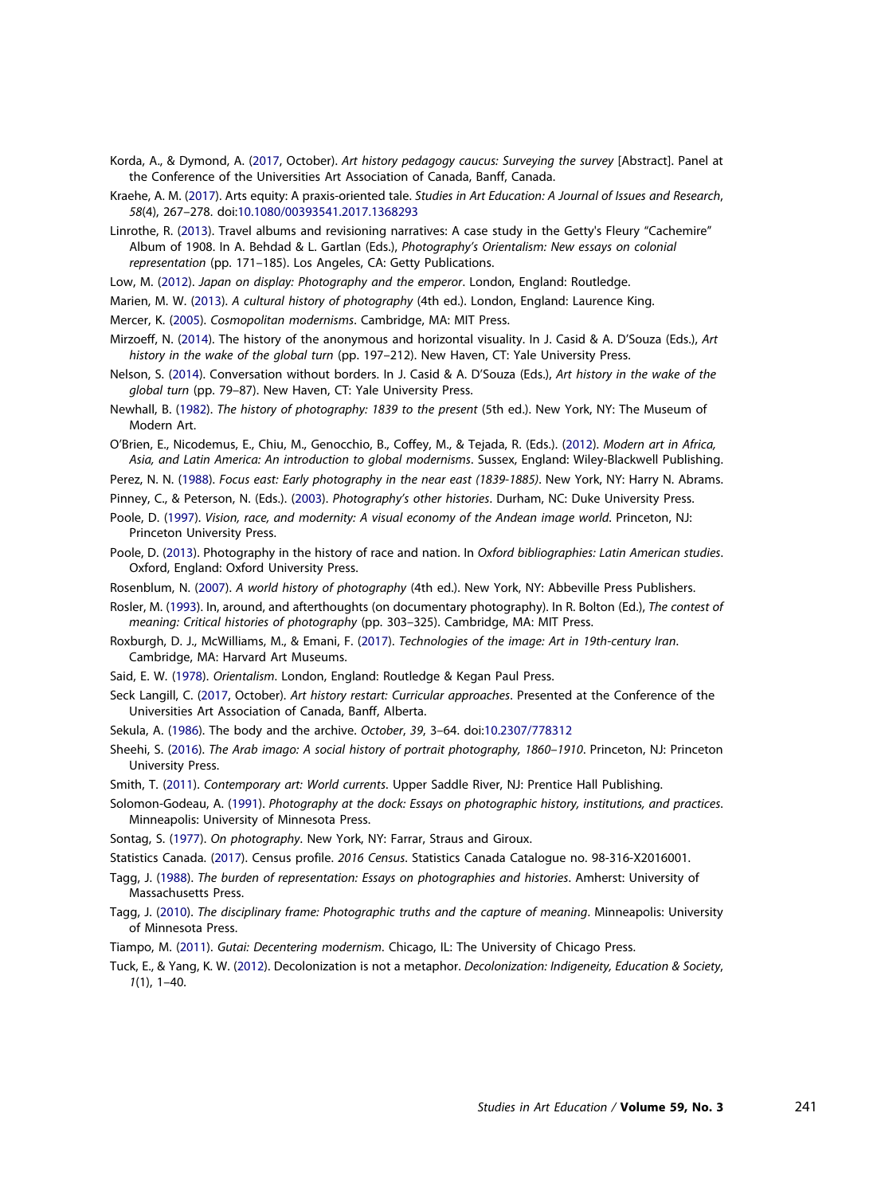Korda, A., & Dymond, A. (2017, October). *Art history pedagogy caucus: Surveying the survey* [Abstract]. Panel at the Conference of the Universities Art Association of Canada, Banff, Canada.

Kraehe, A. M. (2017). Arts equity: A praxis-oriented tale. *Studies in Art Education: A Journal of Issues and Research*, *58*(4), 267–278. doi:10.1080/00393541.2017.1368293

Linrothe, R. (2013). Travel albums and revisioning narratives: A case study in the Getty's Fleury "Cachemire" Album of 1908. In A. Behdad & L. Gartlan (Eds.), *Photography's Orientalism: New essays on colonial representation* (pp. 171–185). Los Angeles, CA: Getty Publications.

Low, M. (2012). *Japan on display: Photography and the emperor*. London, England: Routledge.

Marien, M. W. (2013). *A cultural history of photography* (4th ed.). London, England: Laurence King.

Mercer, K. (2005). *Cosmopolitan modernisms*. Cambridge, MA: MIT Press.

Mirzoeff, N. (2014). The history of the anonymous and horizontal visuality. In J. Casid & A. D'Souza (Eds.), *Art history in the wake of the global turn* (pp. 197–212). New Haven, CT: Yale University Press.

Nelson, S. (2014). Conversation without borders. In J. Casid & A. D'Souza (Eds.), *Art history in the wake of the global turn* (pp. 79–87). New Haven, CT: Yale University Press.

Newhall, B. (1982). *The history of photography: 1839 to the present* (5th ed.). New York, NY: The Museum of Modern Art.

O'Brien, E., Nicodemus, E., Chiu, M., Genocchio, B., Coffey, M., & Tejada, R. (Eds.). (2012). *Modern art in Africa, Asia, and Latin America: An introduction to global modernisms*. Sussex, England: Wiley-Blackwell Publishing.

Perez, N. N. (1988). *Focus east: Early photography in the near east (1839-1885)*. New York, NY: Harry N. Abrams.

Pinney, C., & Peterson, N. (Eds.). (2003). *Photography's other histories*. Durham, NC: Duke University Press.

Poole, D. (1997). *Vision, race, and modernity: A visual economy of the Andean image world*. Princeton, NJ: Princeton University Press.

Poole, D. (2013). Photography in the history of race and nation. In *Oxford bibliographies: Latin American studies*. Oxford, England: Oxford University Press.

Rosenblum, N. (2007). *A world history of photography* (4th ed.). New York, NY: Abbeville Press Publishers.

Rosler, M. (1993). In, around, and afterthoughts (on documentary photography). In R. Bolton (Ed.), *The contest of meaning: Critical histories of photography* (pp. 303–325). Cambridge, MA: MIT Press.

Roxburgh, D. J., McWilliams, M., & Emani, F. (2017). *Technologies of the image: Art in 19th-century Iran*. Cambridge, MA: Harvard Art Museums.

Said, E. W. (1978). *Orientalism*. London, England: Routledge & Kegan Paul Press.

Seck Langill, C. (2017, October). *Art history restart: Curricular approaches*. Presented at the Conference of the Universities Art Association of Canada, Banff, Alberta.

Sekula, A. (1986). The body and the archive. *October*, *39*, 3–64. doi:10.2307/778312

Sheehi, S. (2016). *The Arab imago: A social history of portrait photography, 1860–1910*. Princeton, NJ: Princeton University Press.

Smith, T. (2011). *Contemporary art: World currents*. Upper Saddle River, NJ: Prentice Hall Publishing.

Solomon-Godeau, A. (1991). *Photography at the dock: Essays on photographic history, institutions, and practices*. Minneapolis: University of Minnesota Press.

Sontag, S. (1977). *On photography*. New York, NY: Farrar, Straus and Giroux.

Statistics Canada. (2017). Census profile. *2016 Census*. Statistics Canada Catalogue no. 98-316-X2016001.

Tagg, J. (1988). *The burden of representation: Essays on photographies and histories*. Amherst: University of Massachusetts Press.

Tagg, J. (2010). *The disciplinary frame: Photographic truths and the capture of meaning*. Minneapolis: University of Minnesota Press.

Tiampo, M. (2011). *Gutai: Decentering modernism*. Chicago, IL: The University of Chicago Press.

Tuck, E., & Yang, K. W. (2012). Decolonization is not a metaphor. *Decolonization: Indigeneity, Education & Society*, *1*(1), 1–40.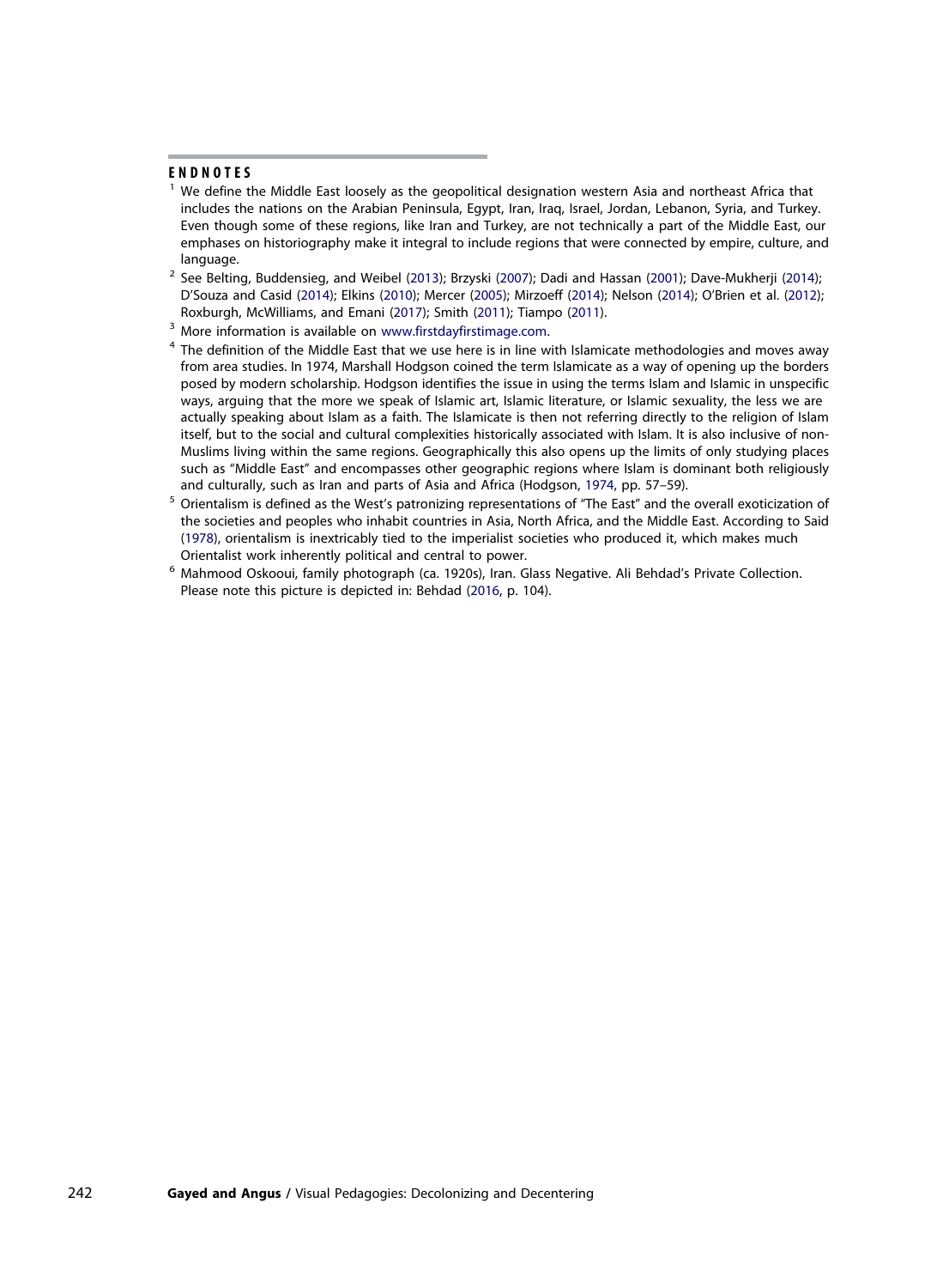## ENDNOTES

[1] We define the Middle East loosely as the geopolitical designation western Asia and northeast Africa that includes the nations on the Arabian Peninsula, Egypt, Iran, Iraq, Israel, Jordan, Lebanon, Syria, and Turkey. Even though some of these regions, like Iran and Turkey, are not technically a part of the Middle East, our emphases on historiography make it integral to include regions that were connected by empire, culture, and language.

[2] See Belting, Buddensieg, and Weibel (2013); Brzyski (2007); Dadi and Hassan (2001); Dave-Mukherji (2014); D'Souza and Casid (2014); Elkins (2010); Mercer (2005); Mirzoeff (2014); Nelson (2014); O'Brien et al. (2012); Roxburgh, McWilliams, and Emani (2017); Smith (2011); Tiampo (2011).

[3] More information is available on www.firstdayfirstimage.com.

[4] The definition of the Middle East that we use here is in line with Islamicate methodologies and moves away from area studies. In 1974, Marshall Hodgson coined the term Islamicate as a way of opening up the borders posed by modern scholarship. Hodgson identifies the issue in using the terms Islam and Islamic in unspecific ways, arguing that the more we speak of Islamic art, Islamic literature, or Islamic sexuality, the less we are actually speaking about Islam as a faith. The Islamicate is then not referring directly to the religion of Islam itself, but to the social and cultural complexities historically associated with Islam. It is also inclusive of non-Muslims living within the same regions. Geographically this also opens up the limits of only studying places such as "Middle East" and encompasses other geographic regions where Islam is dominant both religiously and culturally, such as Iran and parts of Asia and Africa (Hodgson, 1974, pp. 57–59).

[5] Orientalism is defined as the West's patronizing representations of "The East" and the overall exoticization of the societies and peoples who inhabit countries in Asia, North Africa, and the Middle East. According to Said (1978), orientalism is inextricably tied to the imperialist societies who produced it, which makes much Orientalist work inherently political and central to power.

[6] Mahmood Oskooui, family photograph (ca. 1920s), Iran. Glass Negative. Ali Behdad's Private Collection. Please note this picture is depicted in: Behdad (2016, p. 104).